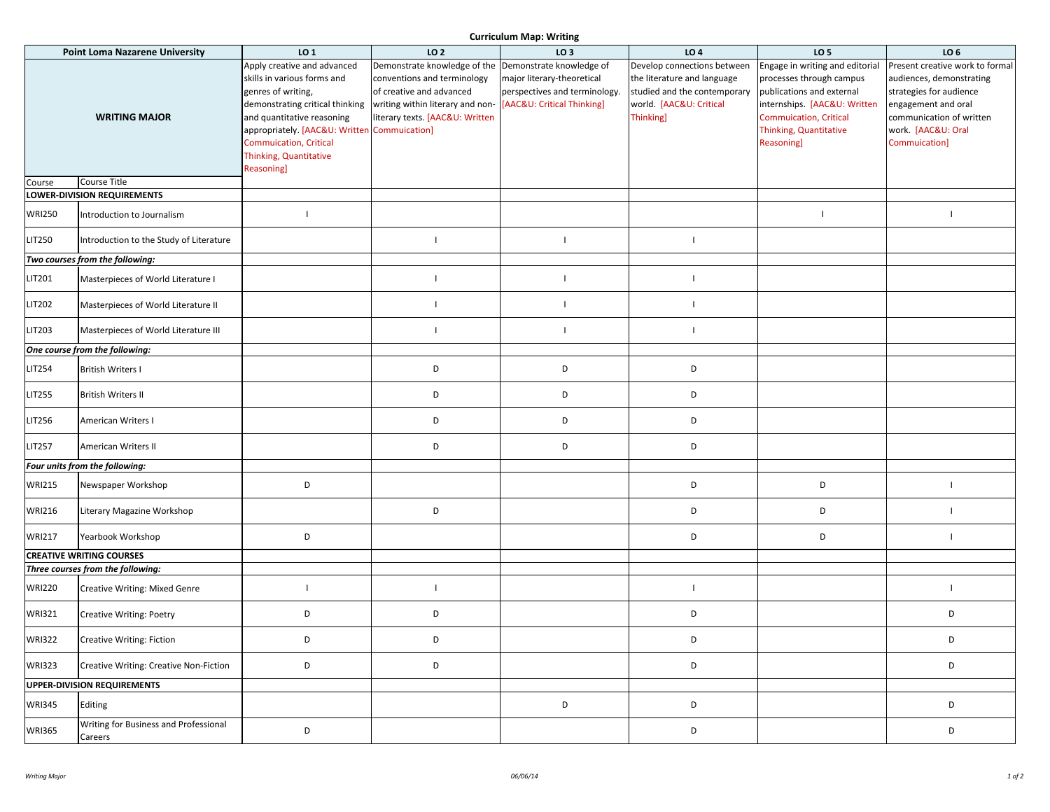# Curriculum Map: Writing

| Point Loma Nazarene University | | LO 1 | LO 2 | LO 3 | LO 4 | LO 5 | LO 6 |
|---|---|---|---|---|---|---|---|
| **WRITING MAJOR** | | Apply creative and advanced skills in various forms and genres of writing, demonstrating critical thinking and quantitative reasoning appropriately. [AAC&U: Written Commuication, Critical Thinking, Quantitative Reasoning] | Demonstrate knowledge of the conventions and terminology of creative and advanced writing within literary and non-literary texts. [AAC&U: Written Commuication] | Demonstrate knowledge of major literary-theoretical perspectives and terminology. [AAC&U: Critical Thinking] | Develop connections between the literature and language studied and the contemporary world. [AAC&U: Critical Thinking] | Engage in writing and editorial processes through campus publications and external internships. [AAC&U: Written Commuication, Critical Thinking, Quantitative Reasoning] | Present creative work to formal audiences, demonstrating strategies for audience engagement and oral communication of written work. [AAC&U: Oral Commuication] |
| Course | Course Title | | | | | | |
| **LOWER-DIVISION REQUIREMENTS** | | | | | | | |
| WRI250 | Introduction to Journalism | I | | | | I | I |
| LIT250 | Introduction to the Study of Literature | | I | I | I | | |
| ***Two courses from the following:*** | | | | | | | |
| LIT201 | Masterpieces of World Literature I | | I | I | I | | |
| LIT202 | Masterpieces of World Literature II | | I | I | I | | |
| LIT203 | Masterpieces of World Literature III | | I | I | I | | |
| ***One course from the following:*** | | | | | | | |
| LIT254 | British Writers I | | D | D | D | | |
| LIT255 | British Writers II | | D | D | D | | |
| LIT256 | American Writers I | | D | D | D | | |
| LIT257 | American Writers II | | D | D | D | | |
| ***Four units from the following:*** | | | | | | | |
| WRI215 | Newspaper Workshop | D | | | D | D | I |
| WRI216 | Literary Magazine Workshop | | D | | D | D | I |
| WRI217 | Yearbook Workshop | D | | | D | D | I |
| **CREATIVE WRITING COURSES** | | | | | | | |
| ***Three courses from the following:*** | | | | | | | |
| WRI220 | Creative Writing: Mixed Genre | I | I | | I | | I |
| WRI321 | Creative Writing: Poetry | D | D | | D | | D |
| WRI322 | Creative Writing: Fiction | D | D | | D | | D |
| WRI323 | Creative Writing: Creative Non-Fiction | D | D | | D | | D |
| **UPPER-DIVISION REQUIREMENTS** | | | | | | | |
| WRI345 | Editing | | | D | D | | D |
| WRI365 | Writing for Business and Professional Careers | D | | | D | | D |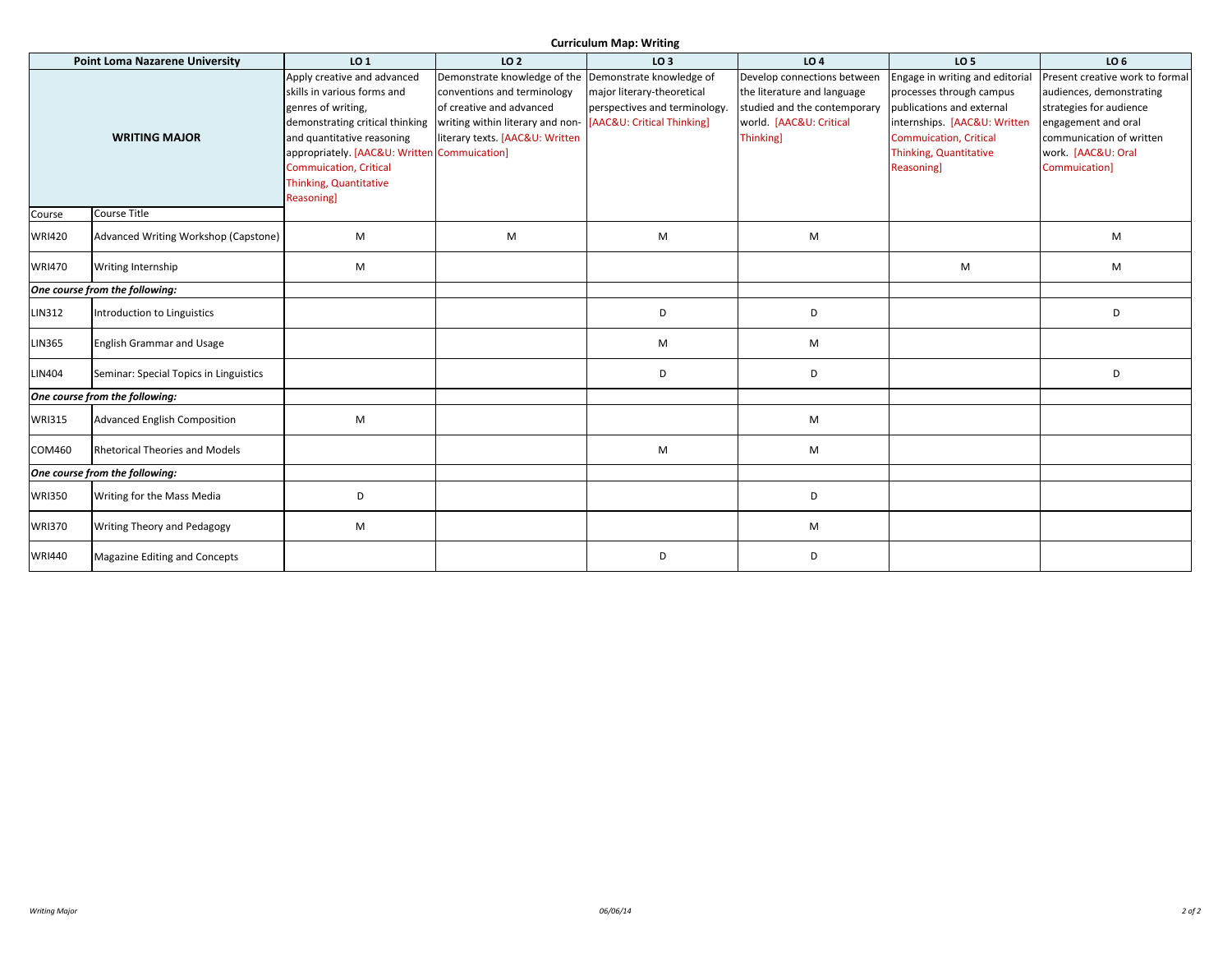**Curriculum Map: Writing**

| Point Loma Nazarene University | | LO 1 | LO 2 | LO 3 | LO 4 | LO 5 | LO 6 |
|---|---|---|---|---|---|---|---|
| **WRITING MAJOR** | | Apply creative and advanced skills in various forms and genres of writing, demonstrating critical thinking and quantitative reasoning appropriately. [AAC&U: Written Commuication, Critical Thinking, Quantitative Reasoning] | Demonstrate knowledge of the conventions and terminology of creative and advanced writing within literary and non-literary texts. [AAC&U: Written Commuication] | Demonstrate knowledge of major literary-theoretical perspectives and terminology. [AAC&U: Critical Thinking] | Develop connections between the literature and language studied and the contemporary world. [AAC&U: Critical Thinking] | Engage in writing and editorial processes through campus publications and external internships. [AAC&U: Written Commuication, Critical Thinking, Quantitative Reasoning] | Present creative work to formal audiences, demonstrating strategies for audience engagement and oral communication of written work. [AAC&U: Oral Commuication] |
| Course | Course Title | | | | | | |
| WRI420 | Advanced Writing Workshop (Capstone) | M | M | M | M | | M |
| WRI470 | Writing Internship | M | | | | M | M |
| ***One course from the following:*** | | | | | | | |
| LIN312 | Introduction to Linguistics | | | D | D | | D |
| LIN365 | English Grammar and Usage | | | M | M | | |
| LIN404 | Seminar: Special Topics in Linguistics | | | D | D | | D |
| ***One course from the following:*** | | | | | | | |
| WRI315 | Advanced English Composition | M | | | M | | |
| COM460 | Rhetorical Theories and Models | | | M | M | | |
| ***One course from the following:*** | | | | | | | |
| WRI350 | Writing for the Mass Media | D | | | D | | |
| WRI370 | Writing Theory and Pedagogy | M | | | M | | |
| WRI440 | Magazine Editing and Concepts | | | D | D | | |